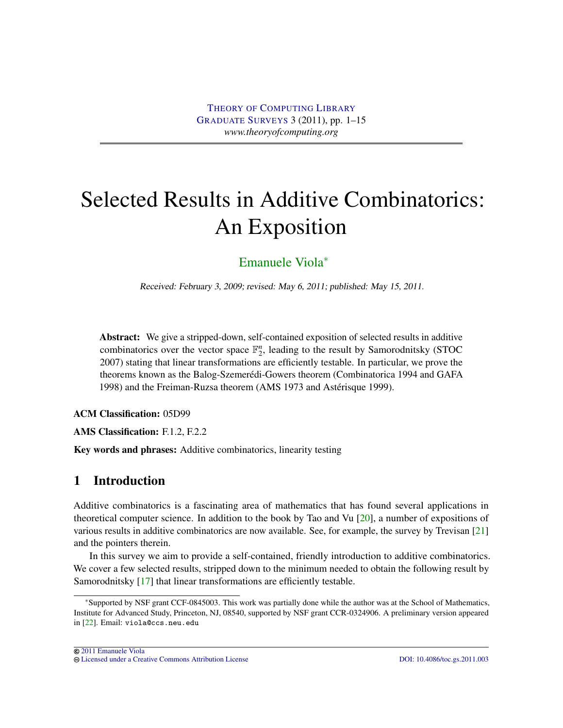THEORY OF COMPUTING LIBRARY
GRADUATE SURVEYS 3 (2011), pp. 1–15
*www.theoryofcomputing.org*

# Selected Results in Additive Combinatorics: An Exposition

Emanuele Viola*

*Received: February 3, 2009; revised: May 6, 2011; published: May 15, 2011.*

**Abstract:** We give a stripped-down, self-contained exposition of selected results in additive combinatorics over the vector space $\mathbb{F}_2^n$, leading to the result by Samorodnitsky (STOC 2007) stating that linear transformations are efficiently testable. In particular, we prove the theorems known as the Balog-Szemerédi-Gowers theorem (Combinatorica 1994 and GAFA 1998) and the Freiman-Ruzsa theorem (AMS 1973 and Astérisque 1999).

**ACM Classification:** 05D99

**AMS Classification:** F.1.2, F.2.2

**Key words and phrases:** Additive combinatorics, linearity testing

## 1 Introduction

Additive combinatorics is a fascinating area of mathematics that has found several applications in theoretical computer science. In addition to the book by Tao and Vu [20], a number of expositions of various results in additive combinatorics are now available. See, for example, the survey by Trevisan [21] and the pointers therein.

In this survey we aim to provide a self-contained, friendly introduction to additive combinatorics. We cover a few selected results, stripped down to the minimum needed to obtain the following result by Samorodnitsky [17] that linear transformations are efficiently testable.

*Supported by NSF grant CCF-0845003. This work was partially done while the author was at the School of Mathematics, Institute for Advanced Study, Princeton, NJ, 08540, supported by NSF grant CCR-0324906. A preliminary version appeared in [22]. Email: viola@ccs.neu.edu

© 2011 Emanuele Viola
Licensed under a Creative Commons Attribution License
DOI: 10.4086/toc.gs.2011.003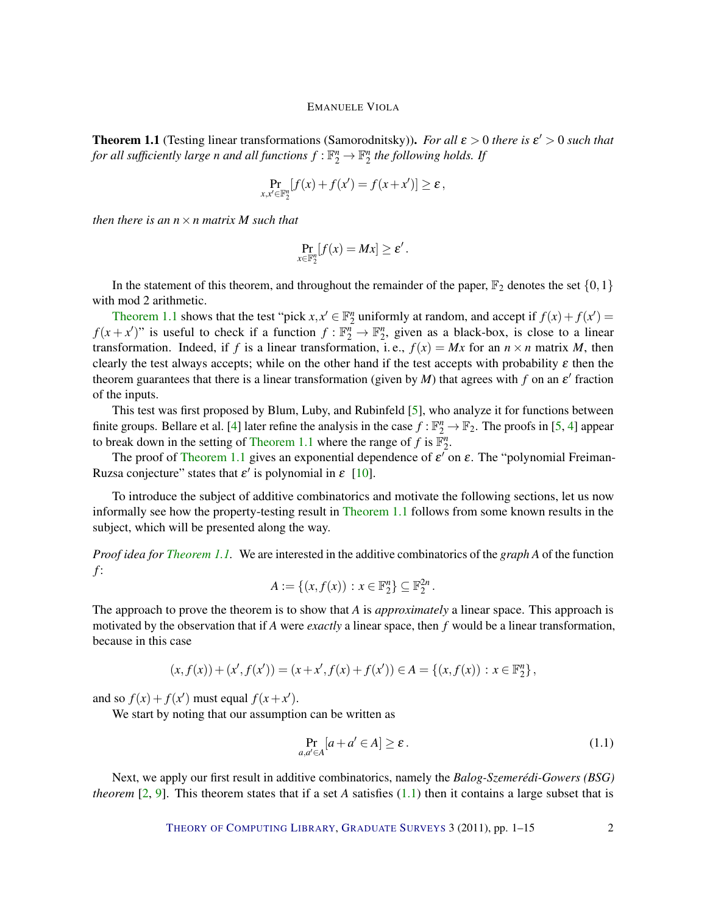**Theorem 1.1** (Testing linear transformations (Samorodnitsky))**.** *For all $\varepsilon > 0$ there is $\varepsilon' > 0$ such that for all sufficiently large $n$ and all functions $f : \mathbb{F}_2^n \to \mathbb{F}_2^n$ the following holds. If*

$$\Pr_{x,x' \in \mathbb{F}_2^n}[f(x) + f(x') = f(x+x')] \geq \varepsilon\,,$$

*then there is an $n \times n$ matrix $M$ such that*

$$\Pr_{x \in \mathbb{F}_2^n}[f(x) = Mx] \geq \varepsilon'\,.$$

In the statement of this theorem, and throughout the remainder of the paper, $\mathbb{F}_2$ denotes the set $\{0,1\}$ with mod 2 arithmetic.

Theorem 1.1 shows that the test "pick $x, x' \in \mathbb{F}_2^n$ uniformly at random, and accept if $f(x) + f(x') = f(x+x')$" is useful to check if a function $f : \mathbb{F}_2^n \to \mathbb{F}_2^n$, given as a black-box, is close to a linear transformation. Indeed, if $f$ is a linear transformation, i. e., $f(x) = Mx$ for an $n \times n$ matrix $M$, then clearly the test always accepts; while on the other hand if the test accepts with probability $\varepsilon$ then the theorem guarantees that there is a linear transformation (given by $M$) that agrees with $f$ on an $\varepsilon'$ fraction of the inputs.

This test was first proposed by Blum, Luby, and Rubinfeld [5], who analyze it for functions between finite groups. Bellare et al. [4] later refine the analysis in the case $f : \mathbb{F}_2^n \to \mathbb{F}_2$. The proofs in [5, 4] appear to break down in the setting of Theorem 1.1 where the range of $f$ is $\mathbb{F}_2^n$.

The proof of Theorem 1.1 gives an exponential dependence of $\varepsilon'$ on $\varepsilon$. The "polynomial Freiman-Ruzsa conjecture" states that $\varepsilon'$ is polynomial in $\varepsilon$ [10].

To introduce the subject of additive combinatorics and motivate the following sections, let us now informally see how the property-testing result in Theorem 1.1 follows from some known results in the subject, which will be presented along the way.

*Proof idea for Theorem 1.1.* We are interested in the additive combinatorics of the *graph* $A$ of the function $f$:

$$A := \{(x, f(x)) : x \in \mathbb{F}_2^n\} \subseteq \mathbb{F}_2^{2n}\,.$$

The approach to prove the theorem is to show that $A$ is *approximately* a linear space. This approach is motivated by the observation that if $A$ were *exactly* a linear space, then $f$ would be a linear transformation, because in this case

$$(x, f(x)) + (x', f(x')) = (x + x', f(x) + f(x')) \in A = \{(x, f(x)) : x \in \mathbb{F}_2^n\}\,,$$

and so $f(x) + f(x')$ must equal $f(x+x')$.

We start by noting that our assumption can be written as

$$\Pr_{a,a' \in A}[a + a' \in A] \geq \varepsilon\,. \tag{1.1}$$

Next, we apply our first result in additive combinatorics, namely the *Balog-Szemerédi-Gowers (BSG) theorem* [2, 9]. This theorem states that if a set $A$ satisfies (1.1) then it contains a large subset that is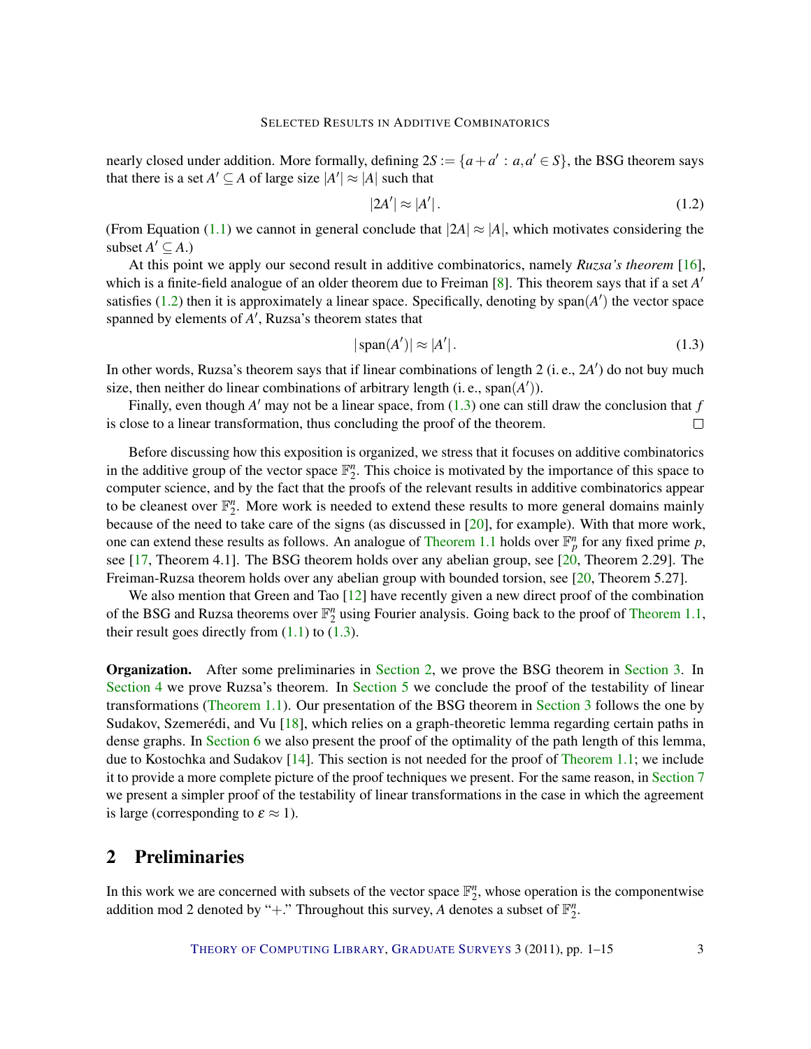nearly closed under addition. More formally, defining $2S := \{a + a' : a, a' \in S\}$, the BSG theorem says that there is a set $A' \subseteq A$ of large size $|A'| \approx |A|$ such that

$$|2A'| \approx |A'|. \tag{1.2}$$

(From Equation (1.1) we cannot in general conclude that $|2A| \approx |A|$, which motivates considering the subset $A' \subseteq A$.)

At this point we apply our second result in additive combinatorics, namely *Ruzsa's theorem* [16], which is a finite-field analogue of an older theorem due to Freiman [8]. This theorem says that if a set $A'$ satisfies (1.2) then it is approximately a linear space. Specifically, denoting by $\operatorname{span}(A')$ the vector space spanned by elements of $A'$, Ruzsa's theorem states that

$$|\operatorname{span}(A')| \approx |A'|. \tag{1.3}$$

In other words, Ruzsa's theorem says that if linear combinations of length 2 (i. e., $2A'$) do not buy much size, then neither do linear combinations of arbitrary length (i. e., $\operatorname{span}(A')$).

Finally, even though $A'$ may not be a linear space, from (1.3) one can still draw the conclusion that $f$ is close to a linear transformation, thus concluding the proof of the theorem. □

Before discussing how this exposition is organized, we stress that it focuses on additive combinatorics in the additive group of the vector space $\mathbb{F}_2^n$. This choice is motivated by the importance of this space to computer science, and by the fact that the proofs of the relevant results in additive combinatorics appear to be cleanest over $\mathbb{F}_2^n$. More work is needed to extend these results to more general domains mainly because of the need to take care of the signs (as discussed in [20], for example). With that more work, one can extend these results as follows. An analogue of Theorem 1.1 holds over $\mathbb{F}_p^n$ for any fixed prime $p$, see [17, Theorem 4.1]. The BSG theorem holds over any abelian group, see [20, Theorem 2.29]. The Freiman-Ruzsa theorem holds over any abelian group with bounded torsion, see [20, Theorem 5.27].

We also mention that Green and Tao [12] have recently given a new direct proof of the combination of the BSG and Ruzsa theorems over $\mathbb{F}_2^n$ using Fourier analysis. Going back to the proof of Theorem 1.1, their result goes directly from (1.1) to (1.3).

**Organization.** After some preliminaries in Section 2, we prove the BSG theorem in Section 3. In Section 4 we prove Ruzsa's theorem. In Section 5 we conclude the proof of the testability of linear transformations (Theorem 1.1). Our presentation of the BSG theorem in Section 3 follows the one by Sudakov, Szemerédi, and Vu [18], which relies on a graph-theoretic lemma regarding certain paths in dense graphs. In Section 6 we also present the proof of the optimality of the path length of this lemma, due to Kostochka and Sudakov [14]. This section is not needed for the proof of Theorem 1.1; we include it to provide a more complete picture of the proof techniques we present. For the same reason, in Section 7 we present a simpler proof of the testability of linear transformations in the case in which the agreement is large (corresponding to $\varepsilon \approx 1$).

## 2 Preliminaries

In this work we are concerned with subsets of the vector space $\mathbb{F}_2^n$, whose operation is the componentwise addition mod 2 denoted by "+." Throughout this survey, $A$ denotes a subset of $\mathbb{F}_2^n$.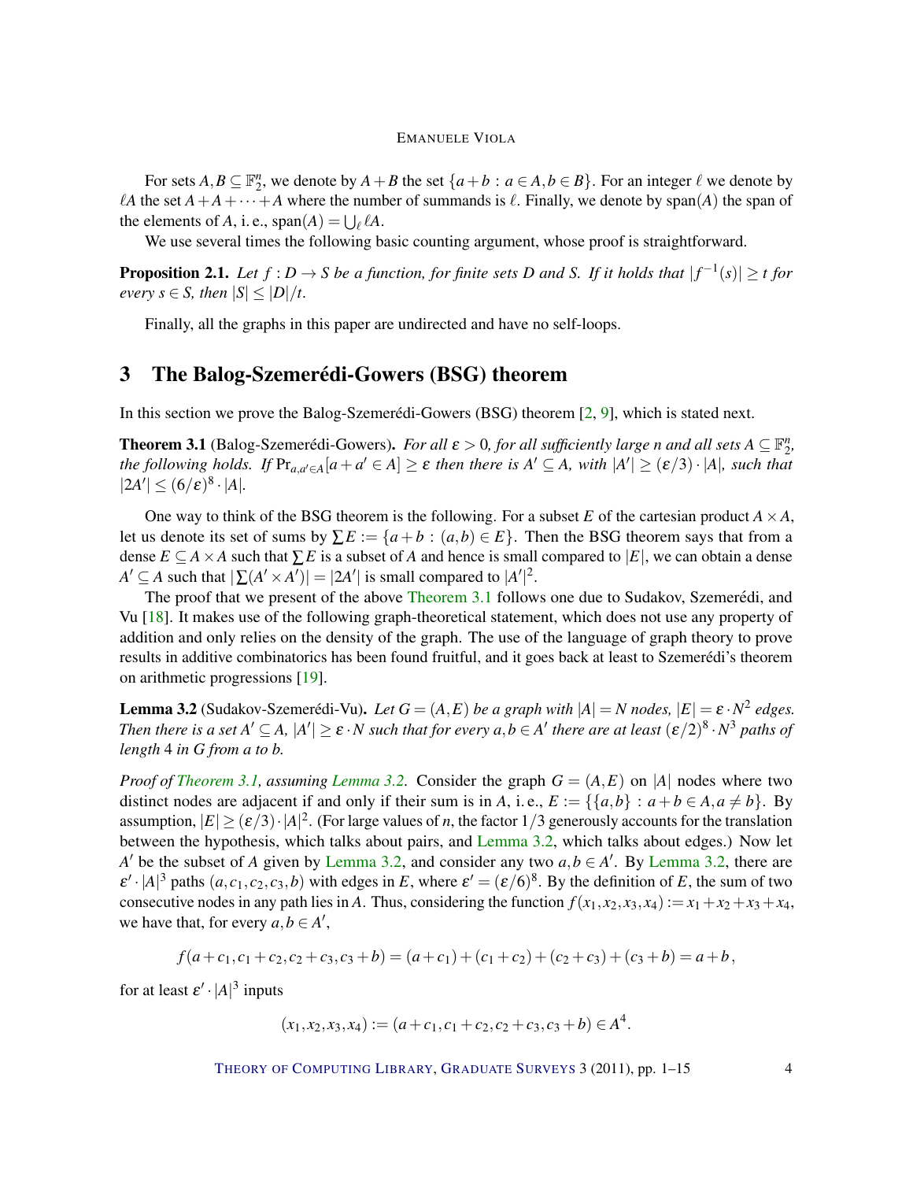For sets $A, B \subseteq \mathbb{F}_2^n$, we denote by $A+B$ the set $\{a+b : a \in A, b \in B\}$. For an integer $\ell$ we denote by $\ell A$ the set $A+A+\cdots+A$ where the number of summands is $\ell$. Finally, we denote by $\mathrm{span}(A)$ the span of the elements of $A$, i. e., $\mathrm{span}(A) = \bigcup_\ell \ell A$.

We use several times the following basic counting argument, whose proof is straightforward.

**Proposition 2.1.** *Let $f : D \to S$ be a function, for finite sets $D$ and $S$. If it holds that $|f^{-1}(s)| \geq t$ for every $s \in S$, then $|S| \leq |D|/t$.*

Finally, all the graphs in this paper are undirected and have no self-loops.

## 3 The Balog-Szemerédi-Gowers (BSG) theorem

In this section we prove the Balog-Szemerédi-Gowers (BSG) theorem [2, 9], which is stated next.

**Theorem 3.1** (Balog-Szemerédi-Gowers)**.** *For all $\varepsilon > 0$, for all sufficiently large $n$ and all sets $A \subseteq \mathbb{F}_2^n$, the following holds. If $\Pr_{a,a' \in A}[a+a' \in A] \geq \varepsilon$ then there is $A' \subseteq A$, with $|A'| \geq (\varepsilon/3)\cdot|A|$, such that $|2A'| \leq (6/\varepsilon)^8 \cdot |A|$.*

One way to think of the BSG theorem is the following. For a subset $E$ of the cartesian product $A \times A$, let us denote its set of sums by $\sum E := \{a+b : (a,b) \in E\}$. Then the BSG theorem says that from a dense $E \subseteq A \times A$ such that $\sum E$ is a subset of $A$ and hence is small compared to $|E|$, we can obtain a dense $A' \subseteq A$ such that $|\sum(A' \times A')| = |2A'|$ is small compared to $|A'|^2$.

The proof that we present of the above Theorem 3.1 follows one due to Sudakov, Szemerédi, and Vu [18]. It makes use of the following graph-theoretical statement, which does not use any property of addition and only relies on the density of the graph. The use of the language of graph theory to prove results in additive combinatorics has been found fruitful, and it goes back at least to Szemerédi's theorem on arithmetic progressions [19].

**Lemma 3.2** (Sudakov-Szemerédi-Vu)**.** *Let $G = (A, E)$ be a graph with $|A| = N$ nodes, $|E| = \varepsilon \cdot N^2$ edges. Then there is a set $A' \subseteq A$, $|A'| \geq \varepsilon \cdot N$ such that for every $a, b \in A'$ there are at least $(\varepsilon/2)^8 \cdot N^3$ paths of length 4 in $G$ from $a$ to $b$.*

*Proof of Theorem 3.1, assuming Lemma 3.2.* Consider the graph $G = (A, E)$ on $|A|$ nodes where two distinct nodes are adjacent if and only if their sum is in $A$, i. e., $E := \{\{a,b\} : a+b \in A, a \neq b\}$. By assumption, $|E| \geq (\varepsilon/3)\cdot|A|^2$. (For large values of $n$, the factor $1/3$ generously accounts for the translation between the hypothesis, which talks about pairs, and Lemma 3.2, which talks about edges.) Now let $A'$ be the subset of $A$ given by Lemma 3.2, and consider any two $a, b \in A'$. By Lemma 3.2, there are $\varepsilon' \cdot |A|^3$ paths $(a, c_1, c_2, c_3, b)$ with edges in $E$, where $\varepsilon' = (\varepsilon/6)^8$. By the definition of $E$, the sum of two consecutive nodes in any path lies in $A$. Thus, considering the function $f(x_1, x_2, x_3, x_4) := x_1 + x_2 + x_3 + x_4$, we have that, for every $a, b \in A'$,

$$f(a+c_1, c_1+c_2, c_2+c_3, c_3+b) = (a+c_1)+(c_1+c_2)+(c_2+c_3)+(c_3+b) = a+b\,,$$

for at least $\varepsilon' \cdot |A|^3$ inputs

$$(x_1, x_2, x_3, x_4) := (a+c_1, c_1+c_2, c_2+c_3, c_3+b) \in A^4.$$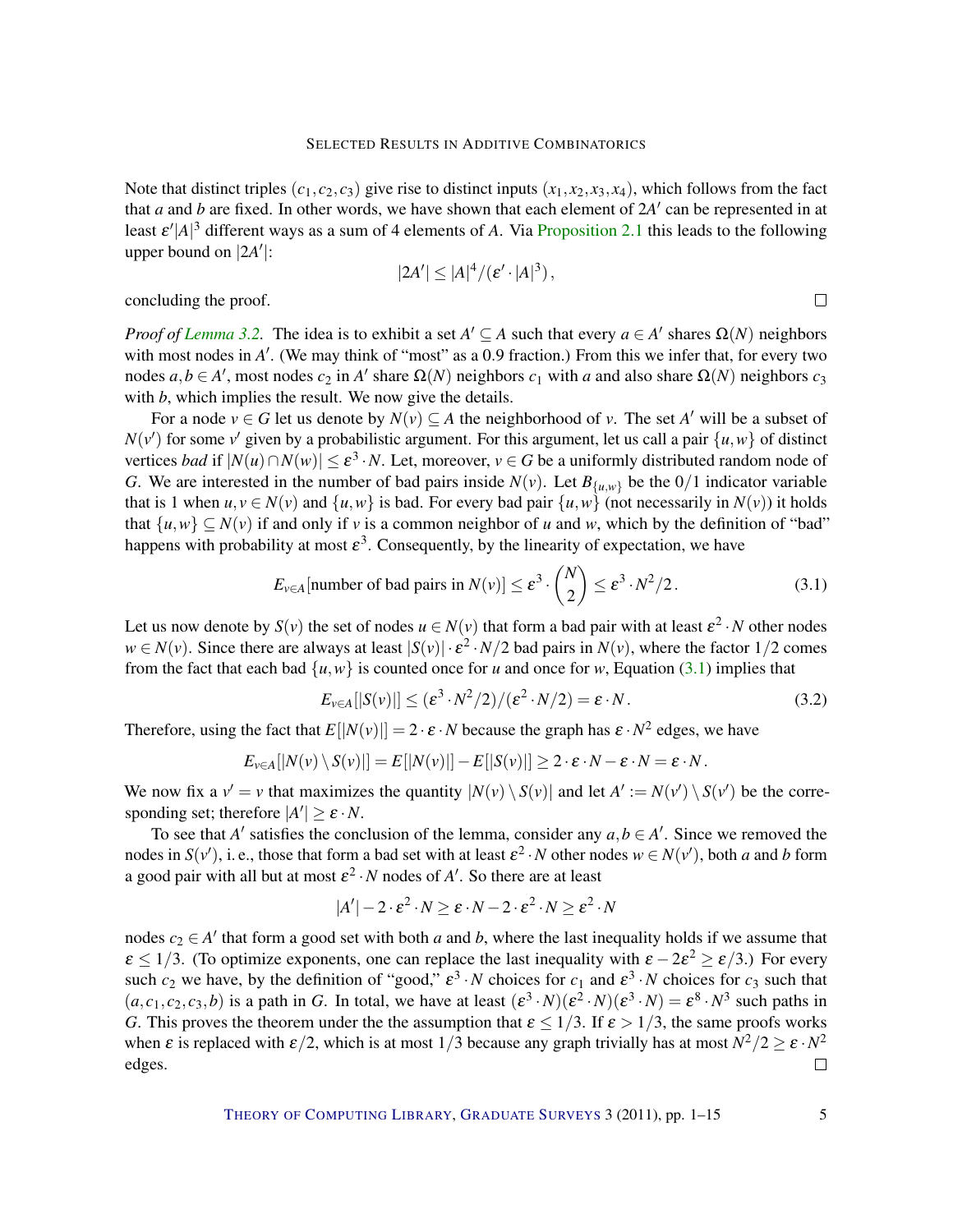Note that distinct triples $(c_1, c_2, c_3)$ give rise to distinct inputs $(x_1, x_2, x_3, x_4)$, which follows from the fact that $a$ and $b$ are fixed. In other words, we have shown that each element of $2A'$ can be represented in at least $\varepsilon'|A|^3$ different ways as a sum of 4 elements of $A$. Via Proposition 2.1 this leads to the following upper bound on $|2A'|$:

$$|2A'| \leq |A|^4/(\varepsilon' \cdot |A|^3),$$

concluding the proof. □

*Proof of Lemma 3.2.* The idea is to exhibit a set $A' \subseteq A$ such that every $a \in A'$ shares $\Omega(N)$ neighbors with most nodes in $A'$. (We may think of "most" as a 0.9 fraction.) From this we infer that, for every two nodes $a, b \in A'$, most nodes $c_2$ in $A'$ share $\Omega(N)$ neighbors $c_1$ with $a$ and also share $\Omega(N)$ neighbors $c_3$ with $b$, which implies the result. We now give the details.

For a node $v \in G$ let us denote by $N(v) \subseteq A$ the neighborhood of $v$. The set $A'$ will be a subset of $N(v')$ for some $v'$ given by a probabilistic argument. For this argument, let us call a pair $\{u, w\}$ of distinct vertices *bad* if $|N(u) \cap N(w)| \leq \varepsilon^3 \cdot N$. Let, moreover, $v \in G$ be a uniformly distributed random node of $G$. We are interested in the number of bad pairs inside $N(v)$. Let $B_{\{u,w\}}$ be the 0/1 indicator variable that is 1 when $u, v \in N(v)$ and $\{u, w\}$ is bad. For every bad pair $\{u, w\}$ (not necessarily in $N(v)$) it holds that $\{u, w\} \subseteq N(v)$ if and only if $v$ is a common neighbor of $u$ and $w$, which by the definition of "bad" happens with probability at most $\varepsilon^3$. Consequently, by the linearity of expectation, we have

$$E_{v \in A}[\text{number of bad pairs in } N(v)] \leq \varepsilon^3 \cdot \binom{N}{2} \leq \varepsilon^3 \cdot N^2/2. \tag{3.1}$$

Let us now denote by $S(v)$ the set of nodes $u \in N(v)$ that form a bad pair with at least $\varepsilon^2 \cdot N$ other nodes $w \in N(v)$. Since there are always at least $|S(v)| \cdot \varepsilon^2 \cdot N/2$ bad pairs in $N(v)$, where the factor $1/2$ comes from the fact that each bad $\{u, w\}$ is counted once for $u$ and once for $w$, Equation (3.1) implies that

$$E_{v \in A}[|S(v)|] \leq (\varepsilon^3 \cdot N^2/2)/(\varepsilon^2 \cdot N/2) = \varepsilon \cdot N. \tag{3.2}$$

Therefore, using the fact that $E[|N(v)|] = 2 \cdot \varepsilon \cdot N$ because the graph has $\varepsilon \cdot N^2$ edges, we have

$$E_{v \in A}[|N(v) \setminus S(v)|] = E[|N(v)|] - E[|S(v)|] \geq 2 \cdot \varepsilon \cdot N - \varepsilon \cdot N = \varepsilon \cdot N.$$

We now fix a $v' = v$ that maximizes the quantity $|N(v) \setminus S(v)|$ and let $A' := N(v') \setminus S(v')$ be the corresponding set; therefore $|A'| \geq \varepsilon \cdot N$.

To see that $A'$ satisfies the conclusion of the lemma, consider any $a, b \in A'$. Since we removed the nodes in $S(v')$, i. e., those that form a bad set with at least $\varepsilon^2 \cdot N$ other nodes $w \in N(v')$, both $a$ and $b$ form a good pair with all but at most $\varepsilon^2 \cdot N$ nodes of $A'$. So there are at least

$$|A'| - 2 \cdot \varepsilon^2 \cdot N \geq \varepsilon \cdot N - 2 \cdot \varepsilon^2 \cdot N \geq \varepsilon^2 \cdot N$$

nodes $c_2 \in A'$ that form a good set with both $a$ and $b$, where the last inequality holds if we assume that $\varepsilon \leq 1/3$. (To optimize exponents, one can replace the last inequality with $\varepsilon - 2\varepsilon^2 \geq \varepsilon/3$.) For every such $c_2$ we have, by the definition of "good," $\varepsilon^3 \cdot N$ choices for $c_1$ and $\varepsilon^3 \cdot N$ choices for $c_3$ such that $(a, c_1, c_2, c_3, b)$ is a path in $G$. In total, we have at least $(\varepsilon^3 \cdot N)(\varepsilon^2 \cdot N)(\varepsilon^3 \cdot N) = \varepsilon^8 \cdot N^3$ such paths in $G$. This proves the theorem under the the assumption that $\varepsilon \leq 1/3$. If $\varepsilon > 1/3$, the same proofs works when $\varepsilon$ is replaced with $\varepsilon/2$, which is at most $1/3$ because any graph trivially has at most $N^2/2 \geq \varepsilon \cdot N^2$ edges. □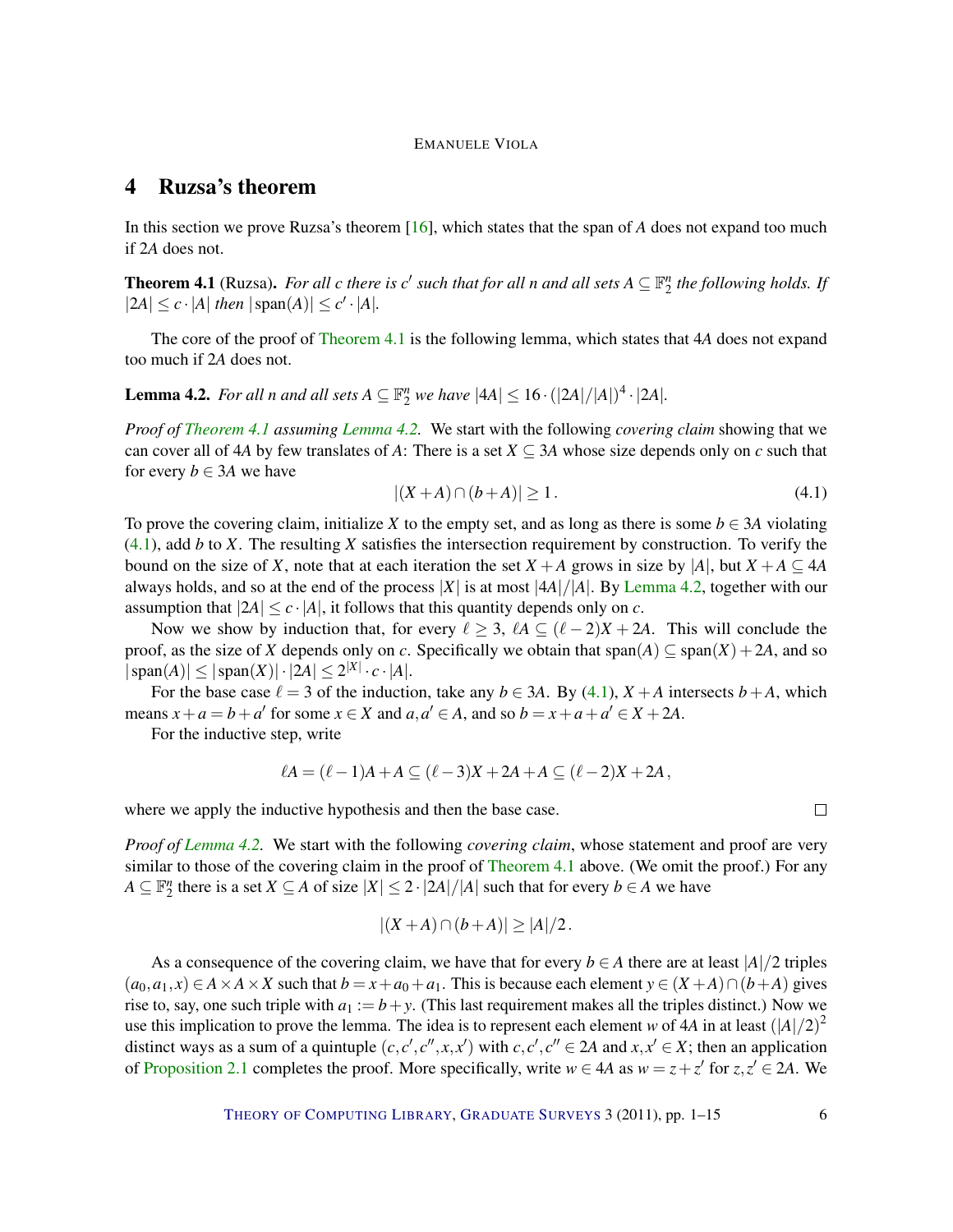## 4 Ruzsa's theorem

In this section we prove Ruzsa's theorem [16], which states that the span of $A$ does not expand too much if $2A$ does not.

**Theorem 4.1** (Ruzsa). *For all $c$ there is $c'$ such that for all $n$ and all sets $A \subseteq \mathbb{F}_2^n$ the following holds. If $|2A| \le c \cdot |A|$ then $|\operatorname{span}(A)| \le c' \cdot |A|$.*

The core of the proof of Theorem 4.1 is the following lemma, which states that $4A$ does not expand too much if $2A$ does not.

**Lemma 4.2.** *For all $n$ and all sets $A \subseteq \mathbb{F}_2^n$ we have $|4A| \le 16 \cdot (|2A|/|A|)^4 \cdot |2A|$.*

*Proof of Theorem 4.1 assuming Lemma 4.2.* We start with the following *covering claim* showing that we can cover all of $4A$ by few translates of $A$: There is a set $X \subseteq 3A$ whose size depends only on $c$ such that for every $b \in 3A$ we have

$$|(X + A) \cap (b + A)| \ge 1\,. \tag{4.1}$$

To prove the covering claim, initialize $X$ to the empty set, and as long as there is some $b \in 3A$ violating (4.1), add $b$ to $X$. The resulting $X$ satisfies the intersection requirement by construction. To verify the bound on the size of $X$, note that at each iteration the set $X + A$ grows in size by $|A|$, but $X + A \subseteq 4A$ always holds, and so at the end of the process $|X|$ is at most $|4A|/|A|$. By Lemma 4.2, together with our assumption that $|2A| \le c \cdot |A|$, it follows that this quantity depends only on $c$.

Now we show by induction that, for every $\ell \ge 3$, $\ell A \subseteq (\ell - 2)X + 2A$. This will conclude the proof, as the size of $X$ depends only on $c$. Specifically we obtain that $\operatorname{span}(A) \subseteq \operatorname{span}(X) + 2A$, and so $|\operatorname{span}(A)| \le |\operatorname{span}(X)| \cdot |2A| \le 2^{|X|} \cdot c \cdot |A|$.

For the base case $\ell = 3$ of the induction, take any $b \in 3A$. By (4.1), $X + A$ intersects $b + A$, which means $x + a = b + a'$ for some $x \in X$ and $a, a' \in A$, and so $b = x + a + a' \in X + 2A$.

For the inductive step, write

$$\ell A = (\ell - 1)A + A \subseteq (\ell - 3)X + 2A + A \subseteq (\ell - 2)X + 2A\,,$$

where we apply the inductive hypothesis and then the base case. □

*Proof of Lemma 4.2.* We start with the following *covering claim*, whose statement and proof are very similar to those of the covering claim in the proof of Theorem 4.1 above. (We omit the proof.) For any $A \subseteq \mathbb{F}_2^n$ there is a set $X \subseteq A$ of size $|X| \le 2 \cdot |2A|/|A|$ such that for every $b \in A$ we have

$$|(X + A) \cap (b + A)| \ge |A|/2\,.$$

As a consequence of the covering claim, we have that for every $b \in A$ there are at least $|A|/2$ triples $(a_0, a_1, x) \in A \times A \times X$ such that $b = x + a_0 + a_1$. This is because each element $y \in (X + A) \cap (b + A)$ gives rise to, say, one such triple with $a_1 := b + y$. (This last requirement makes all the triples distinct.) Now we use this implication to prove the lemma. The idea is to represent each element $w$ of $4A$ in at least $(|A|/2)^2$ distinct ways as a sum of a quintuple $(c, c', c'', x, x')$ with $c, c', c'' \in 2A$ and $x, x' \in X$; then an application of Proposition 2.1 completes the proof. More specifically, write $w \in 4A$ as $w = z + z'$ for $z, z' \in 2A$. We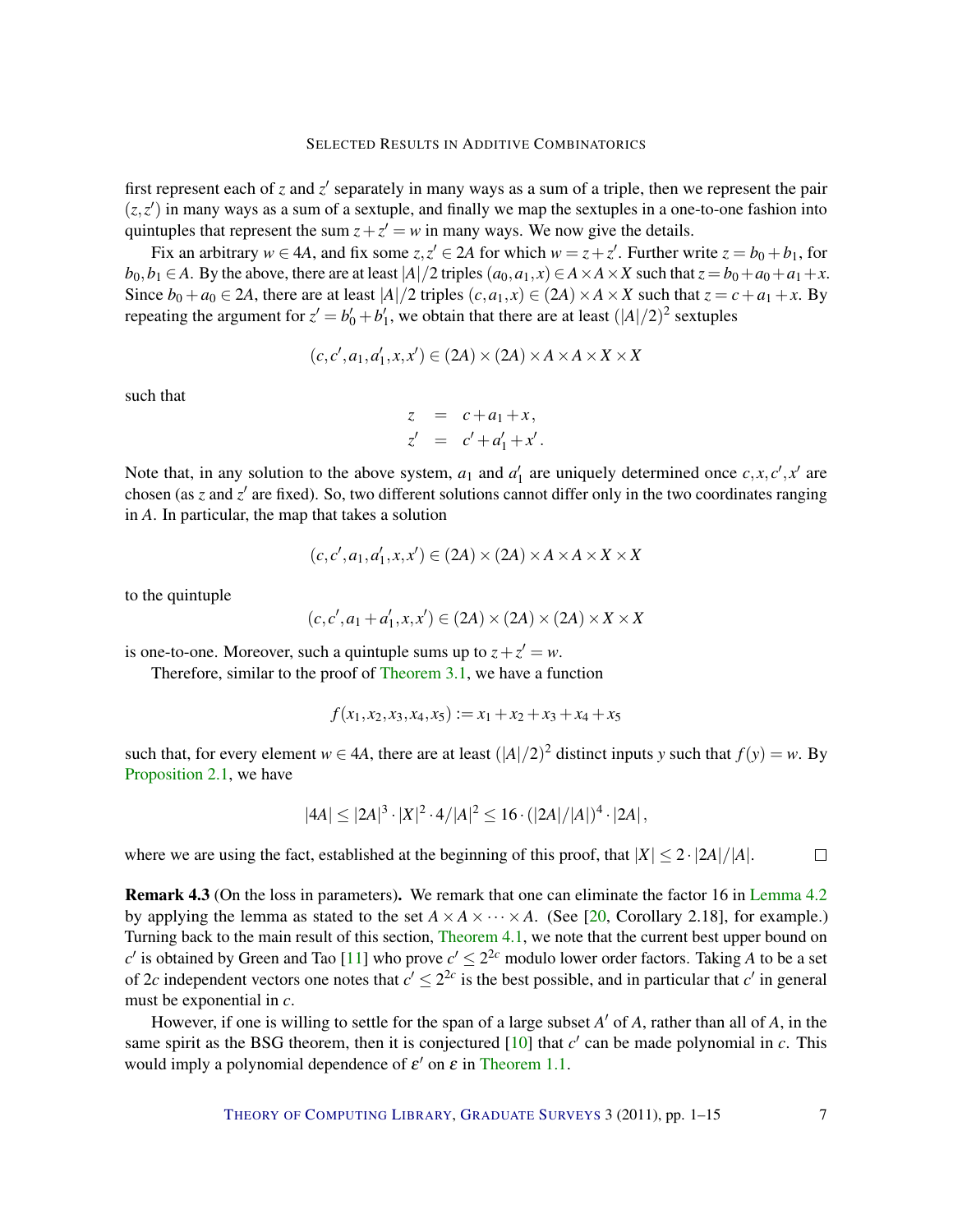first represent each of $z$ and $z'$ separately in many ways as a sum of a triple, then we represent the pair $(z,z')$ in many ways as a sum of a sextuple, and finally we map the sextuples in a one-to-one fashion into quintuples that represent the sum $z+z'=w$ in many ways. We now give the details.

Fix an arbitrary $w \in 4A$, and fix some $z,z' \in 2A$ for which $w = z+z'$. Further write $z = b_0 + b_1$, for $b_0, b_1 \in A$. By the above, there are at least $|A|/2$ triples $(a_0,a_1,x) \in A \times A \times X$ such that $z = b_0+a_0+a_1+x$. Since $b_0 + a_0 \in 2A$, there are at least $|A|/2$ triples $(c,a_1,x) \in (2A) \times A \times X$ such that $z = c+a_1+x$. By repeating the argument for $z' = b'_0 + b'_1$, we obtain that there are at least $(|A|/2)^2$ sextuples

$$(c,c',a_1,a'_1,x,x') \in (2A) \times (2A) \times A \times A \times X \times X$$

such that

$$\begin{aligned} z &= c+a_1+x, \\ z' &= c'+a'_1+x'. \end{aligned}$$

Note that, in any solution to the above system, $a_1$ and $a'_1$ are uniquely determined once $c,x,c',x'$ are chosen (as $z$ and $z'$ are fixed). So, two different solutions cannot differ only in the two coordinates ranging in $A$. In particular, the map that takes a solution

$$(c,c',a_1,a'_1,x,x') \in (2A) \times (2A) \times A \times A \times X \times X$$

to the quintuple

$$(c,c',a_1+a'_1,x,x') \in (2A) \times (2A) \times (2A) \times X \times X$$

is one-to-one. Moreover, such a quintuple sums up to $z+z'=w$.

Therefore, similar to the proof of Theorem 3.1, we have a function

$$f(x_1,x_2,x_3,x_4,x_5) := x_1+x_2+x_3+x_4+x_5$$

such that, for every element $w \in 4A$, there are at least $(|A|/2)^2$ distinct inputs $y$ such that $f(y) = w$. By Proposition 2.1, we have

$$|4A| \le |2A|^3 \cdot |X|^2 \cdot 4/|A|^2 \le 16 \cdot (|2A|/|A|)^4 \cdot |2A|,$$

where we are using the fact, established at the beginning of this proof, that $|X| \le 2 \cdot |2A|/|A|$. □

**Remark 4.3** (On the loss in parameters)**.** We remark that one can eliminate the factor 16 in Lemma 4.2 by applying the lemma as stated to the set $A \times A \times \cdots \times A$. (See [20, Corollary 2.18], for example.) Turning back to the main result of this section, Theorem 4.1, we note that the current best upper bound on $c'$ is obtained by Green and Tao [11] who prove $c' \le 2^{2c}$ modulo lower order factors. Taking $A$ to be a set of $2c$ independent vectors one notes that $c' \le 2^{2c}$ is the best possible, and in particular that $c'$ in general must be exponential in $c$.

However, if one is willing to settle for the span of a large subset $A'$ of $A$, rather than all of $A$, in the same spirit as the BSG theorem, then it is conjectured [10] that $c'$ can be made polynomial in $c$. This would imply a polynomial dependence of $\varepsilon'$ on $\varepsilon$ in Theorem 1.1.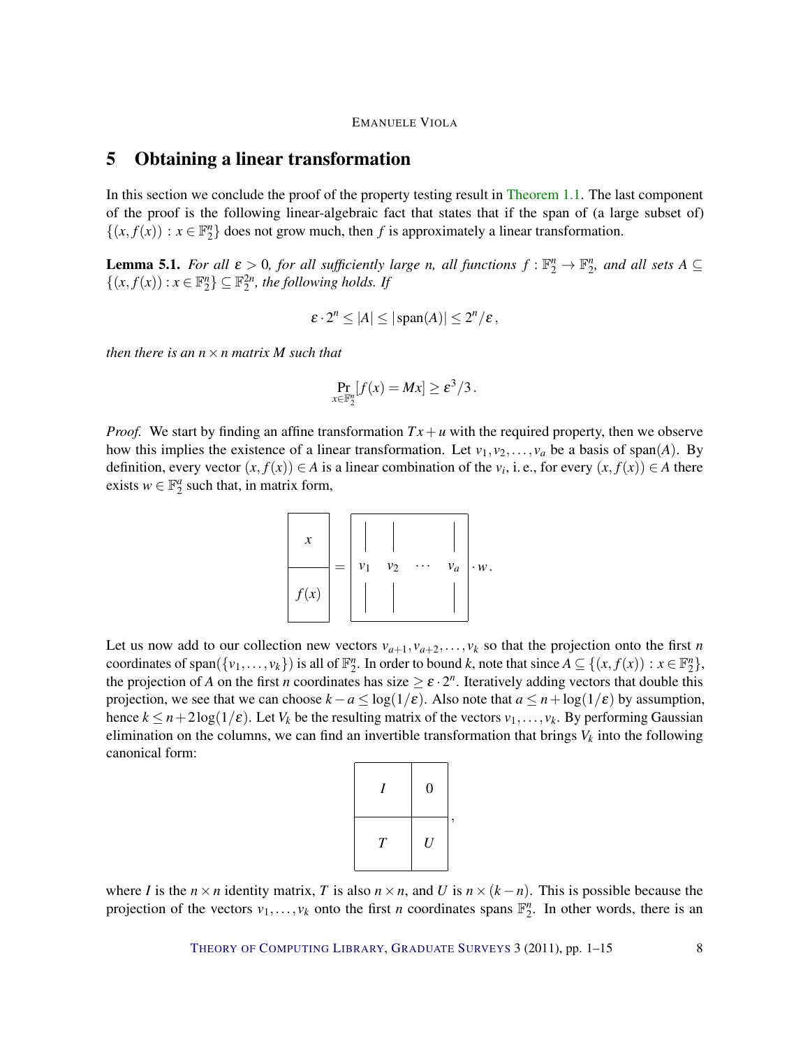## 5 Obtaining a linear transformation

In this section we conclude the proof of the property testing result in Theorem 1.1. The last component of the proof is the following linear-algebraic fact that states that if the span of (a large subset of) $\{(x, f(x)) : x \in \mathbb{F}_2^n\}$ does not grow much, then $f$ is approximately a linear transformation.

**Lemma 5.1.** *For all $\varepsilon > 0$, for all sufficiently large $n$, all functions $f : \mathbb{F}_2^n \to \mathbb{F}_2^n$, and all sets $A \subseteq \{(x, f(x)) : x \in \mathbb{F}_2^n\} \subseteq \mathbb{F}_2^{2n}$, the following holds. If*

$$\varepsilon \cdot 2^n \leq |A| \leq |\operatorname{span}(A)| \leq 2^n/\varepsilon\,,$$

*then there is an $n \times n$ matrix $M$ such that*

$$\Pr_{x \in \mathbb{F}_2^n}[f(x) = Mx] \geq \varepsilon^3/3\,.$$

*Proof.* We start by finding an affine transformation $Tx + u$ with the required property, then we observe how this implies the existence of a linear transformation. Let $v_1, v_2, \ldots, v_a$ be a basis of $\operatorname{span}(A)$. By definition, every vector $(x, f(x)) \in A$ is a linear combination of the $v_i$, i. e., for every $(x, f(x)) \in A$ there exists $w \in \mathbb{F}_2^a$ such that, in matrix form,

$$\begin{bmatrix} x \\ f(x) \end{bmatrix} = \begin{bmatrix} | & | & & | \\ v_1 & v_2 & \cdots & v_a \\ | & | & & | \end{bmatrix} \cdot w\,.$$

Let us now add to our collection new vectors $v_{a+1}, v_{a+2}, \ldots, v_k$ so that the projection onto the first $n$ coordinates of $\operatorname{span}(\{v_1, \ldots, v_k\})$ is all of $\mathbb{F}_2^n$. In order to bound $k$, note that since $A \subseteq \{(x, f(x)) : x \in \mathbb{F}_2^n\}$, the projection of $A$ on the first $n$ coordinates has size $\geq \varepsilon \cdot 2^n$. Iteratively adding vectors that double this projection, we see that we can choose $k - a \leq \log(1/\varepsilon)$. Also note that $a \leq n + \log(1/\varepsilon)$ by assumption, hence $k \leq n + 2\log(1/\varepsilon)$. Let $V_k$ be the resulting matrix of the vectors $v_1, \ldots, v_k$. By performing Gaussian elimination on the columns, we can find an invertible transformation that brings $V_k$ into the following canonical form:

$$\begin{bmatrix} I & 0 \\ T & U \end{bmatrix},$$

where $I$ is the $n \times n$ identity matrix, $T$ is also $n \times n$, and $U$ is $n \times (k - n)$. This is possible because the projection of the vectors $v_1, \ldots, v_k$ onto the first $n$ coordinates spans $\mathbb{F}_2^n$. In other words, there is an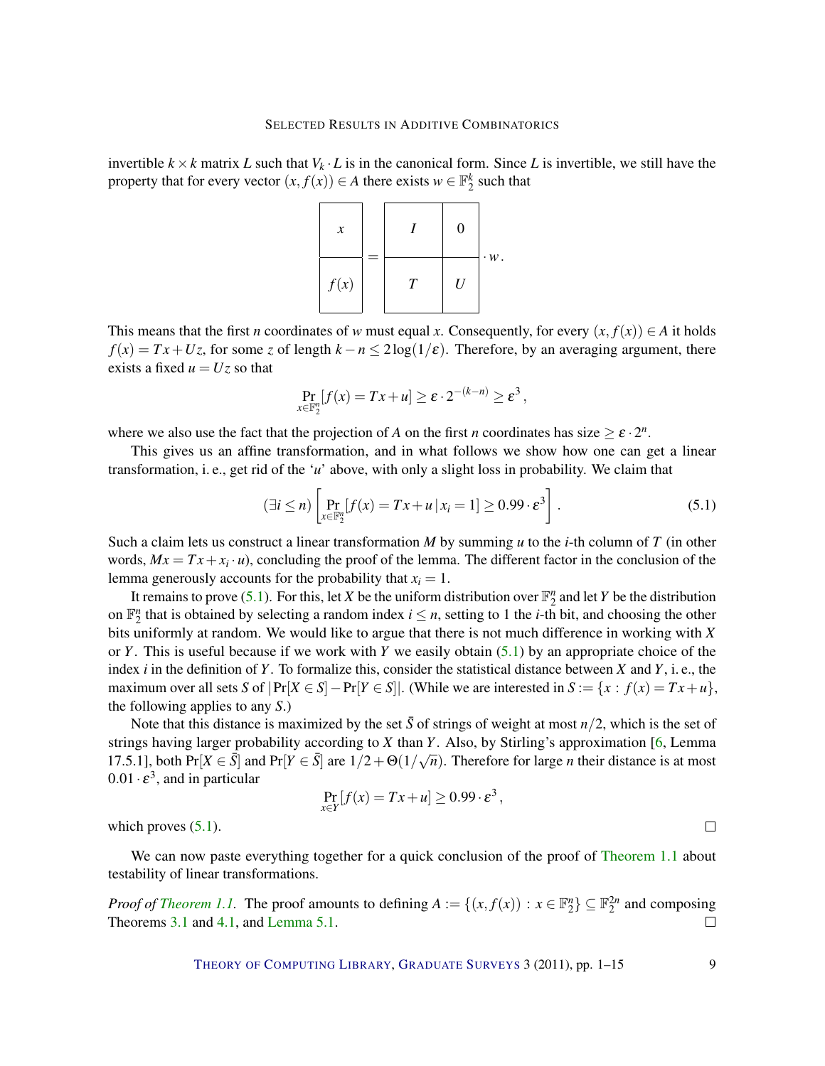invertible $k \times k$ matrix $L$ such that $V_k \cdot L$ is in the canonical form. Since $L$ is invertible, we still have the property that for every vector $(x, f(x)) \in A$ there exists $w \in \mathbb{F}_2^k$ such that

$$\begin{bmatrix} x \\ f(x) \end{bmatrix} = \begin{bmatrix} I & 0 \\ T & U \end{bmatrix} \cdot w .$$

This means that the first $n$ coordinates of $w$ must equal $x$. Consequently, for every $(x, f(x)) \in A$ it holds $f(x) = Tx + Uz$, for some $z$ of length $k - n \le 2\log(1/\varepsilon)$. Therefore, by an averaging argument, there exists a fixed $u = Uz$ so that

$$\Pr_{x \in \mathbb{F}_2^n}[f(x) = Tx + u] \ge \varepsilon \cdot 2^{-(k-n)} \ge \varepsilon^3 ,$$

where we also use the fact that the projection of $A$ on the first $n$ coordinates has size $\ge \varepsilon \cdot 2^n$.

This gives us an affine transformation, and in what follows we show how one can get a linear transformation, i. e., get rid of the '$u$' above, with only a slight loss in probability. We claim that

$$(\exists i \le n) \left[ \Pr_{x \in \mathbb{F}_2^n}[f(x) = Tx + u \,|\, x_i = 1] \ge 0.99 \cdot \varepsilon^3 \right] . \tag{5.1}$$

Such a claim lets us construct a linear transformation $M$ by summing $u$ to the $i$-th column of $T$ (in other words, $Mx = Tx + x_i \cdot u$), concluding the proof of the lemma. The different factor in the conclusion of the lemma generously accounts for the probability that $x_i = 1$.

It remains to prove (5.1). For this, let $X$ be the uniform distribution over $\mathbb{F}_2^n$ and let $Y$ be the distribution on $\mathbb{F}_2^n$ that is obtained by selecting a random index $i \le n$, setting to 1 the $i$-th bit, and choosing the other bits uniformly at random. We would like to argue that there is not much difference in working with $X$ or $Y$. This is useful because if we work with $Y$ we easily obtain (5.1) by an appropriate choice of the index $i$ in the definition of $Y$. To formalize this, consider the statistical distance between $X$ and $Y$, i. e., the maximum over all sets $S$ of $|\Pr[X \in S] - \Pr[Y \in S]|$. (While we are interested in $S := \{x : f(x) = Tx + u\}$, the following applies to any $S$.)

Note that this distance is maximized by the set $\bar{S}$ of strings of weight at most $n/2$, which is the set of strings having larger probability according to $X$ than $Y$. Also, by Stirling's approximation [6, Lemma 17.5.1], both $\Pr[X \in \bar{S}]$ and $\Pr[Y \in \bar{S}]$ are $1/2 + \Theta(1/\sqrt{n})$. Therefore for large $n$ their distance is at most $0.01 \cdot \varepsilon^3$, and in particular

$$\Pr_{x \in Y}[f(x) = Tx + u] \ge 0.99 \cdot \varepsilon^3 ,$$

which proves (5.1). □

We can now paste everything together for a quick conclusion of the proof of Theorem 1.1 about testability of linear transformations.

*Proof of Theorem 1.1.* The proof amounts to defining $A := \{(x, f(x)) : x \in \mathbb{F}_2^n\} \subseteq \mathbb{F}_2^{2n}$ and composing Theorems 3.1 and 4.1, and Lemma 5.1. □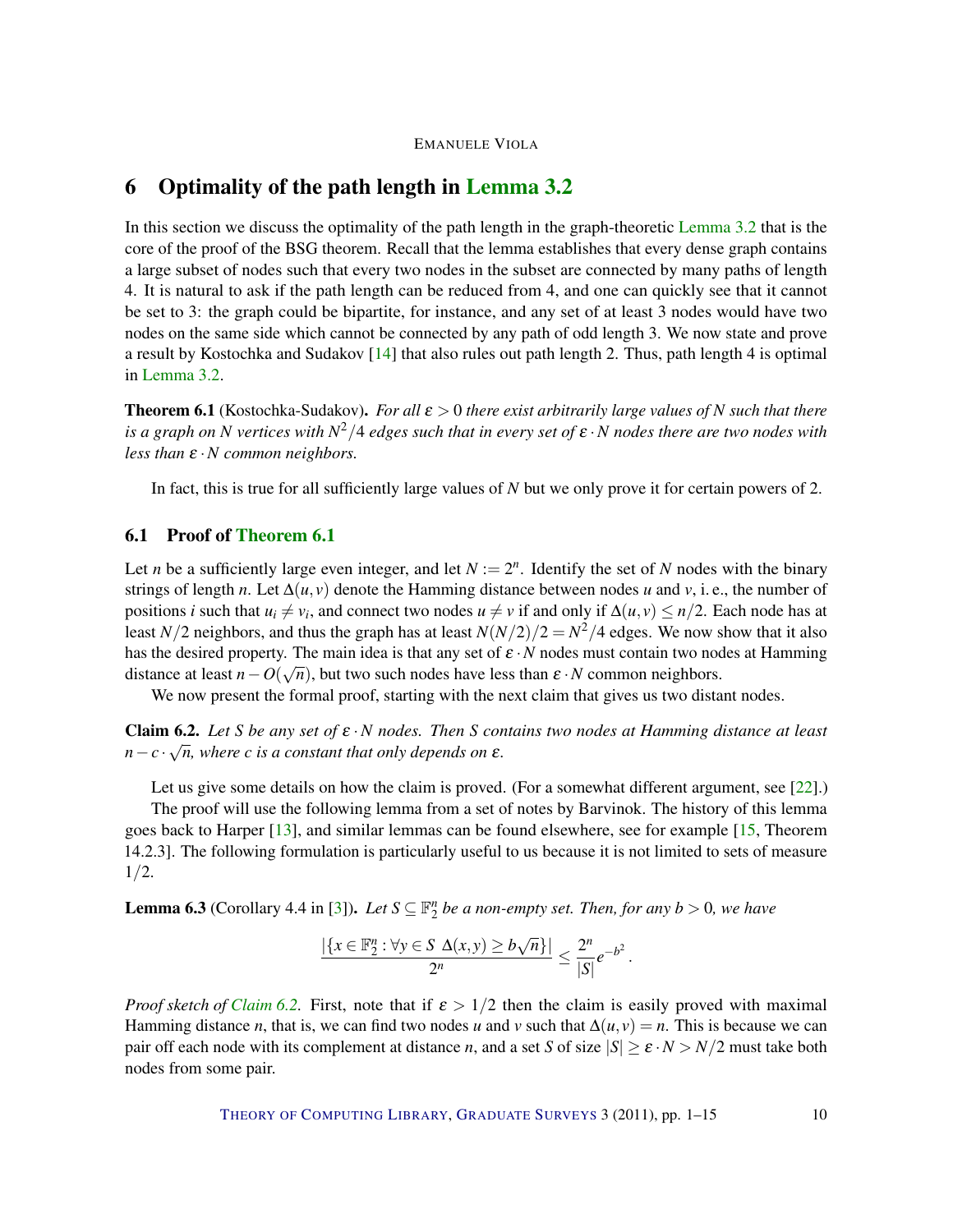## 6 Optimality of the path length in Lemma 3.2

In this section we discuss the optimality of the path length in the graph-theoretic Lemma 3.2 that is the core of the proof of the BSG theorem. Recall that the lemma establishes that every dense graph contains a large subset of nodes such that every two nodes in the subset are connected by many paths of length 4. It is natural to ask if the path length can be reduced from 4, and one can quickly see that it cannot be set to 3: the graph could be bipartite, for instance, and any set of at least 3 nodes would have two nodes on the same side which cannot be connected by any path of odd length 3. We now state and prove a result by Kostochka and Sudakov [14] that also rules out path length 2. Thus, path length 4 is optimal in Lemma 3.2.

**Theorem 6.1** (Kostochka-Sudakov). *For all $\varepsilon > 0$ there exist arbitrarily large values of $N$ such that there is a graph on $N$ vertices with $N^2/4$ edges such that in every set of $\varepsilon \cdot N$ nodes there are two nodes with less than $\varepsilon \cdot N$ common neighbors.*

In fact, this is true for all sufficiently large values of $N$ but we only prove it for certain powers of 2.

### 6.1 Proof of Theorem 6.1

Let $n$ be a sufficiently large even integer, and let $N := 2^n$. Identify the set of $N$ nodes with the binary strings of length $n$. Let $\Delta(u,v)$ denote the Hamming distance between nodes $u$ and $v$, i. e., the number of positions $i$ such that $u_i \neq v_i$, and connect two nodes $u \neq v$ if and only if $\Delta(u,v) \leq n/2$. Each node has at least $N/2$ neighbors, and thus the graph has at least $N(N/2)/2 = N^2/4$ edges. We now show that it also has the desired property. The main idea is that any set of $\varepsilon \cdot N$ nodes must contain two nodes at Hamming distance at least $n - O(\sqrt{n})$, but two such nodes have less than $\varepsilon \cdot N$ common neighbors.

We now present the formal proof, starting with the next claim that gives us two distant nodes.

**Claim 6.2.** *Let $S$ be any set of $\varepsilon \cdot N$ nodes. Then $S$ contains two nodes at Hamming distance at least $n - c \cdot \sqrt{n}$, where $c$ is a constant that only depends on $\varepsilon$.*

Let us give some details on how the claim is proved. (For a somewhat different argument, see [22].)

The proof will use the following lemma from a set of notes by Barvinok. The history of this lemma goes back to Harper [13], and similar lemmas can be found elsewhere, see for example [15, Theorem 14.2.3]. The following formulation is particularly useful to us because it is not limited to sets of measure $1/2$.

**Lemma 6.3** (Corollary 4.4 in [3]). *Let $S \subseteq \mathbb{F}_2^n$ be a non-empty set. Then, for any $b > 0$, we have*

$$\frac{|\{x \in \mathbb{F}_2^n : \forall y \in S \ \Delta(x,y) \geq b\sqrt{n}\}|}{2^n} \leq \frac{2^n}{|S|} e^{-b^2}.$$

*Proof sketch of Claim 6.2.* First, note that if $\varepsilon > 1/2$ then the claim is easily proved with maximal Hamming distance $n$, that is, we can find two nodes $u$ and $v$ such that $\Delta(u,v) = n$. This is because we can pair off each node with its complement at distance $n$, and a set $S$ of size $|S| \geq \varepsilon \cdot N > N/2$ must take both nodes from some pair.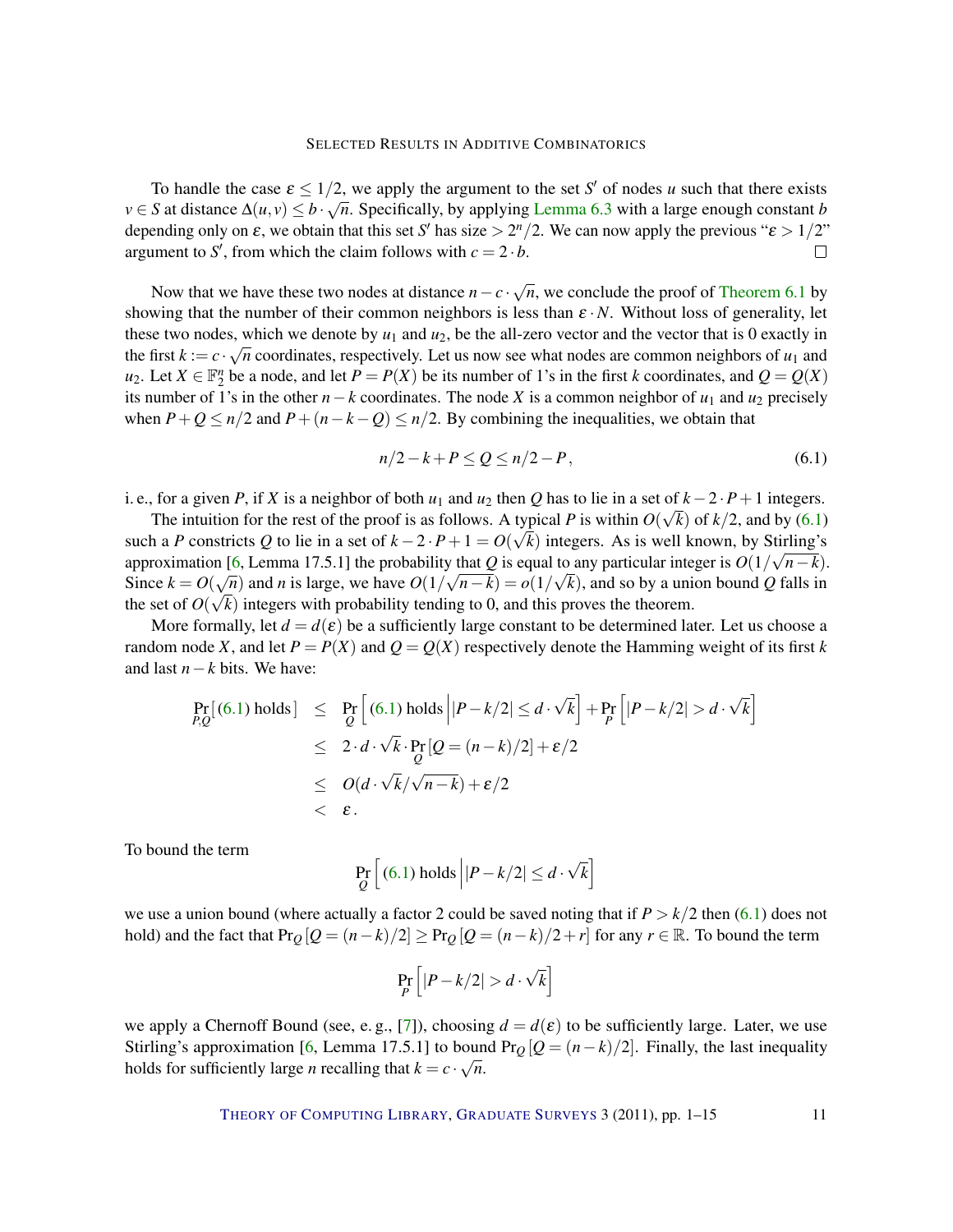To handle the case $\varepsilon \le 1/2$, we apply the argument to the set $S'$ of nodes $u$ such that there exists $v \in S$ at distance $\Delta(u,v) \le b \cdot \sqrt{n}$. Specifically, by applying Lemma 6.3 with a large enough constant $b$ depending only on $\varepsilon$, we obtain that this set $S'$ has size $> 2^n/2$. We can now apply the previous "$\varepsilon > 1/2$" argument to $S'$, from which the claim follows with $c = 2 \cdot b$. □

Now that we have these two nodes at distance $n - c \cdot \sqrt{n}$, we conclude the proof of Theorem 6.1 by showing that the number of their common neighbors is less than $\varepsilon \cdot N$. Without loss of generality, let these two nodes, which we denote by $u_1$ and $u_2$, be the all-zero vector and the vector that is 0 exactly in the first $k := c \cdot \sqrt{n}$ coordinates, respectively. Let us now see what nodes are common neighbors of $u_1$ and $u_2$. Let $X \in \mathbb{F}_2^n$ be a node, and let $P = P(X)$ be its number of 1's in the first $k$ coordinates, and $Q = Q(X)$ its number of 1's in the other $n-k$ coordinates. The node $X$ is a common neighbor of $u_1$ and $u_2$ precisely when $P + Q \le n/2$ and $P + (n-k-Q) \le n/2$. By combining the inequalities, we obtain that

$$n/2 - k + P \le Q \le n/2 - P\,, \tag{6.1}$$

i. e., for a given $P$, if $X$ is a neighbor of both $u_1$ and $u_2$ then $Q$ has to lie in a set of $k - 2 \cdot P + 1$ integers.

The intuition for the rest of the proof is as follows. A typical $P$ is within $O(\sqrt{k})$ of $k/2$, and by (6.1) such a $P$ constricts $Q$ to lie in a set of $k - 2 \cdot P + 1 = O(\sqrt{k})$ integers. As is well known, by Stirling's approximation [6, Lemma 17.5.1] the probability that $Q$ is equal to any particular integer is $O(1/\sqrt{n-k})$. Since $k = O(\sqrt{n})$ and $n$ is large, we have $O(1/\sqrt{n-k}) = o(1/\sqrt{k})$, and so by a union bound $Q$ falls in the set of $O(\sqrt{k})$ integers with probability tending to 0, and this proves the theorem.

More formally, let $d = d(\varepsilon)$ be a sufficiently large constant to be determined later. Let us choose a random node $X$, and let $P = P(X)$ and $Q = Q(X)$ respectively denote the Hamming weight of its first $k$ and last $n-k$ bits. We have:

$$\begin{aligned}
\Pr_{P,Q}[\,(6.1)\text{ holds}\,] &\le \Pr_{Q}\left[\,(6.1)\text{ holds}\,\middle|\,|P - k/2| \le d \cdot \sqrt{k}\right] + \Pr_{P}\left[|P - k/2| > d \cdot \sqrt{k}\right] \\
&\le 2 \cdot d \cdot \sqrt{k} \cdot \Pr_{Q}[Q = (n-k)/2] + \varepsilon/2 \\
&\le O(d \cdot \sqrt{k}/\sqrt{n-k}) + \varepsilon/2 \\
&< \varepsilon\,.
\end{aligned}$$

To bound the term

$$\Pr_{Q}\left[\,(6.1)\text{ holds}\,\middle|\,|P - k/2| \le d \cdot \sqrt{k}\right]$$

we use a union bound (where actually a factor 2 could be saved noting that if $P > k/2$ then (6.1) does not hold) and the fact that $\Pr_Q[Q = (n-k)/2] \ge \Pr_Q[Q = (n-k)/2 + r]$ for any $r \in \mathbb{R}$. To bound the term

$$\Pr_{P}\left[|P - k/2| > d \cdot \sqrt{k}\right]$$

we apply a Chernoff Bound (see, e. g., [7]), choosing $d = d(\varepsilon)$ to be sufficiently large. Later, we use Stirling's approximation [6, Lemma 17.5.1] to bound $\Pr_Q[Q = (n-k)/2]$. Finally, the last inequality holds for sufficiently large $n$ recalling that $k = c \cdot \sqrt{n}$.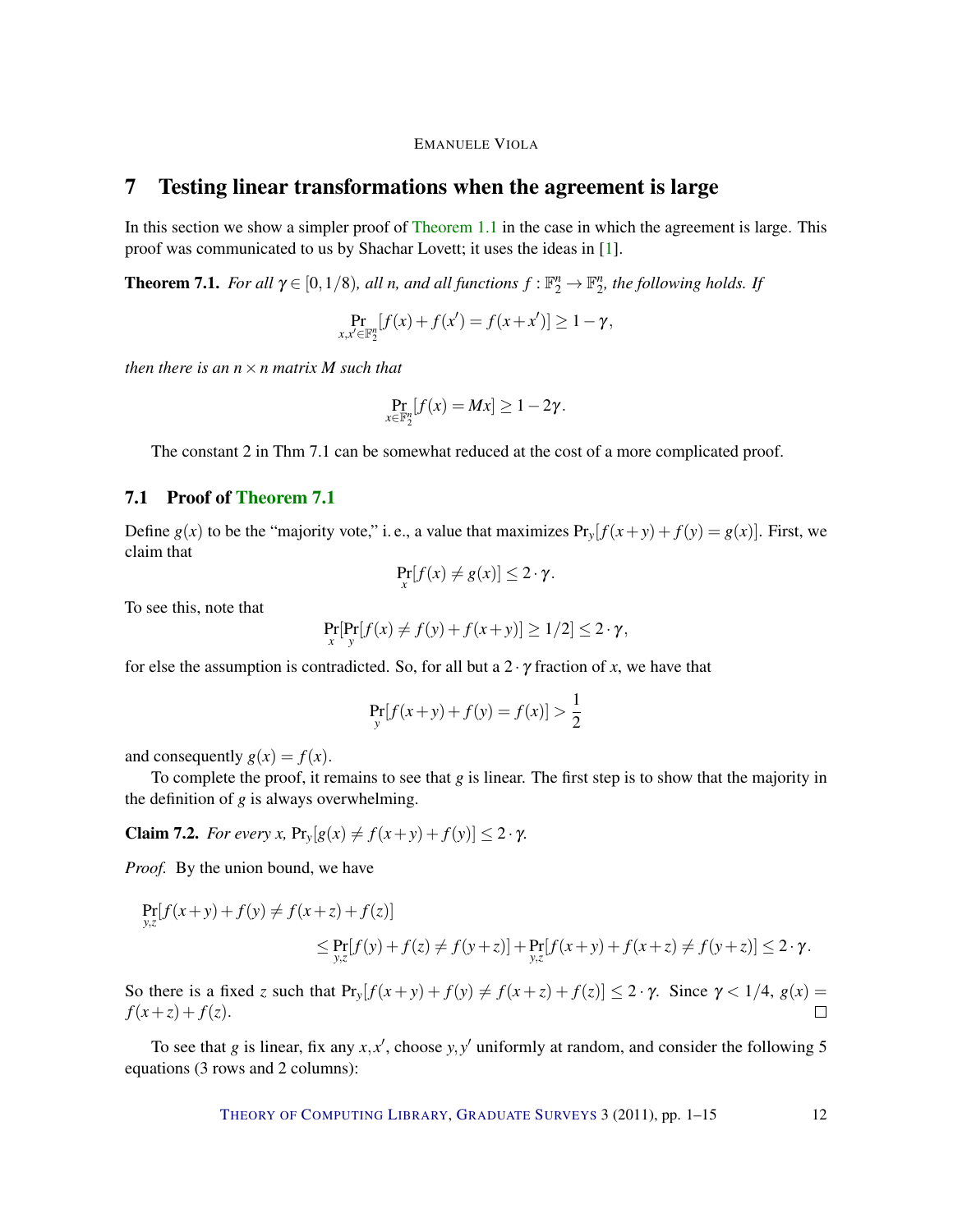## 7 Testing linear transformations when the agreement is large

In this section we show a simpler proof of Theorem 1.1 in the case in which the agreement is large. This proof was communicated to us by Shachar Lovett; it uses the ideas in [1].

**Theorem 7.1.** *For all $\gamma \in [0, 1/8)$, all $n$, and all functions $f : \mathbb{F}_2^n \to \mathbb{F}_2^n$, the following holds. If*

$$\Pr_{x,x' \in \mathbb{F}_2^n}[f(x) + f(x') = f(x+x')] \geq 1 - \gamma,$$

*then there is an $n \times n$ matrix $M$ such that*

$$\Pr_{x \in \mathbb{F}_2^n}[f(x) = Mx] \geq 1 - 2\gamma.$$

The constant 2 in Thm 7.1 can be somewhat reduced at the cost of a more complicated proof.

### 7.1 Proof of Theorem 7.1

Define $g(x)$ to be the "majority vote," i. e., a value that maximizes $\Pr_y[f(x+y) + f(y) = g(x)]$. First, we claim that

$$\Pr_x[f(x) \neq g(x)] \leq 2 \cdot \gamma.$$

To see this, note that

$$\Pr_x[\Pr_y[f(x) \neq f(y) + f(x+y)] \geq 1/2] \leq 2 \cdot \gamma,$$

for else the assumption is contradicted. So, for all but a $2 \cdot \gamma$ fraction of $x$, we have that

$$\Pr_y[f(x+y) + f(y) = f(x)] > \frac{1}{2}$$

and consequently $g(x) = f(x)$.

To complete the proof, it remains to see that $g$ is linear. The first step is to show that the majority in the definition of $g$ is always overwhelming.

**Claim 7.2.** *For every $x$, $\Pr_y[g(x) \neq f(x+y) + f(y)] \leq 2 \cdot \gamma$.*

*Proof.* By the union bound, we have

$$\Pr_{y,z}[f(x+y) + f(y) \neq f(x+z) + f(z)]$$
$$\leq \Pr_{y,z}[f(y) + f(z) \neq f(y+z)] + \Pr_{y,z}[f(x+y) + f(x+z) \neq f(y+z)] \leq 2 \cdot \gamma.$$

So there is a fixed $z$ such that $\Pr_y[f(x+y) + f(y) \neq f(x+z) + f(z)] \leq 2 \cdot \gamma$. Since $\gamma < 1/4$, $g(x) = f(x+z) + f(z)$. $\square$

To see that $g$ is linear, fix any $x, x'$, choose $y, y'$ uniformly at random, and consider the following 5 equations (3 rows and 2 columns):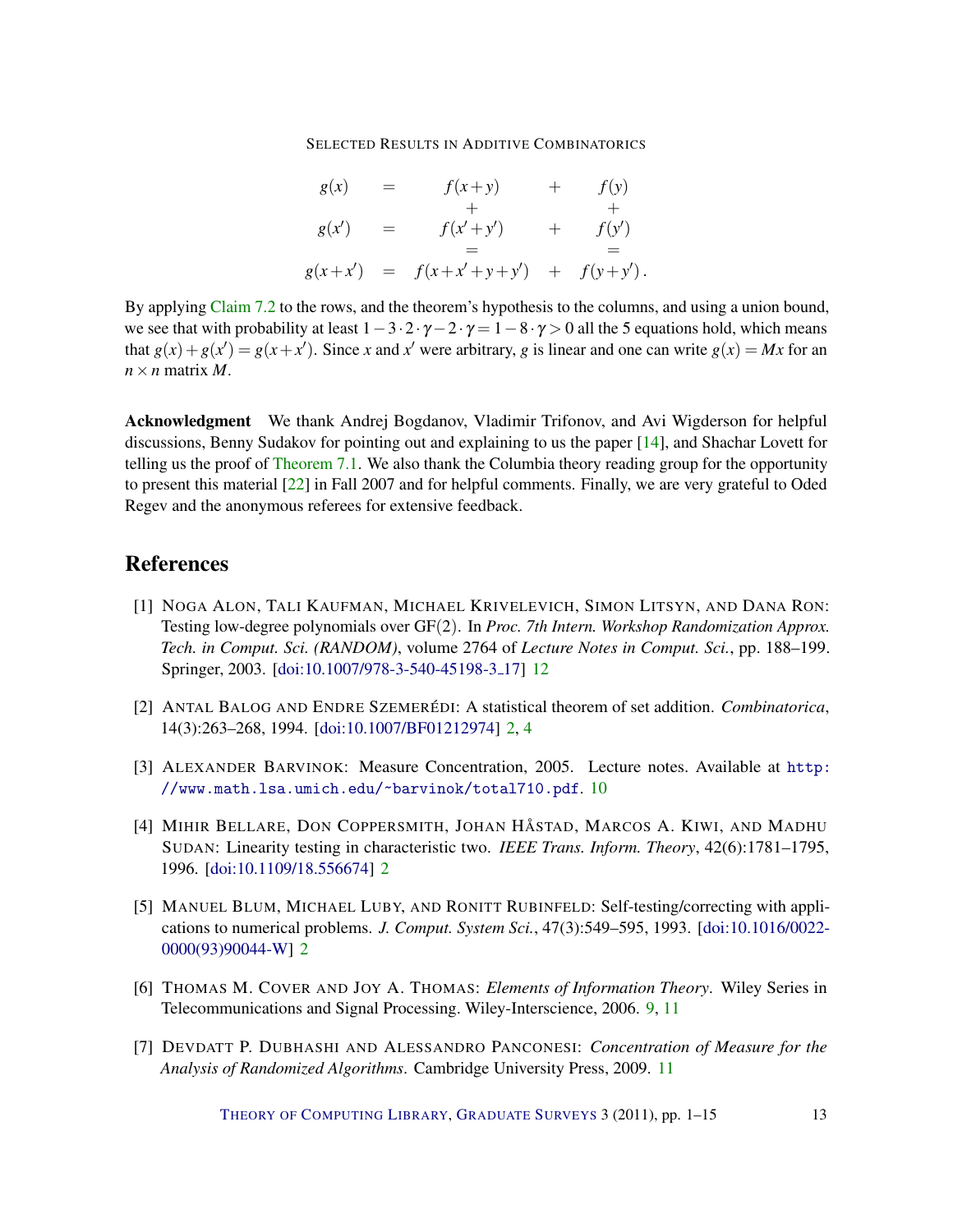$$
\begin{array}{ccccc}
g(x) & = & f(x+y) & + & f(y) \\
 & & + & & + \\
g(x') & = & f(x'+y') & + & f(y') \\
 & & = & & = \\
g(x+x') & = & f(x+x'+y+y') & + & f(y+y')\,.
\end{array}
$$

By applying Claim 7.2 to the rows, and the theorem's hypothesis to the columns, and using a union bound, we see that with probability at least $1-3\cdot 2\cdot\gamma-2\cdot\gamma = 1-8\cdot\gamma > 0$ all the 5 equations hold, which means that $g(x)+g(x') = g(x+x')$. Since $x$ and $x'$ were arbitrary, $g$ is linear and one can write $g(x) = Mx$ for an $n\times n$ matrix $M$.

**Acknowledgment** We thank Andrej Bogdanov, Vladimir Trifonov, and Avi Wigderson for helpful discussions, Benny Sudakov for pointing out and explaining to us the paper [14], and Shachar Lovett for telling us the proof of Theorem 7.1. We also thank the Columbia theory reading group for the opportunity to present this material [22] in Fall 2007 and for helpful comments. Finally, we are very grateful to Oded Regev and the anonymous referees for extensive feedback.

## References

[1] Noga Alon, Tali Kaufman, Michael Krivelevich, Simon Litsyn, and Dana Ron: Testing low-degree polynomials over GF(2). In *Proc. 7th Intern. Workshop Randomization Approx. Tech. in Comput. Sci. (RANDOM)*, volume 2764 of *Lecture Notes in Comput. Sci.*, pp. 188–199. Springer, 2003. [doi:10.1007/978-3-540-45198-3_17] 12

[2] Antal Balog and Endre Szemerédi: A statistical theorem of set addition. *Combinatorica*, 14(3):263–268, 1994. [doi:10.1007/BF01212974] 2, 4

[3] Alexander Barvinok: Measure Concentration, 2005. Lecture notes. Available at http://www.math.lsa.umich.edu/~barvinok/total710.pdf. 10

[4] Mihir Bellare, Don Coppersmith, Johan Håstad, Marcos A. Kiwi, and Madhu Sudan: Linearity testing in characteristic two. *IEEE Trans. Inform. Theory*, 42(6):1781–1795, 1996. [doi:10.1109/18.556674] 2

[5] Manuel Blum, Michael Luby, and Ronitt Rubinfeld: Self-testing/correcting with applications to numerical problems. *J. Comput. System Sci.*, 47(3):549–595, 1993. [doi:10.1016/0022-0000(93)90044-W] 2

[6] Thomas M. Cover and Joy A. Thomas: *Elements of Information Theory*. Wiley Series in Telecommunications and Signal Processing. Wiley-Interscience, 2006. 9, 11

[7] Devdatt P. Dubhashi and Alessandro Panconesi: *Concentration of Measure for the Analysis of Randomized Algorithms*. Cambridge University Press, 2009. 11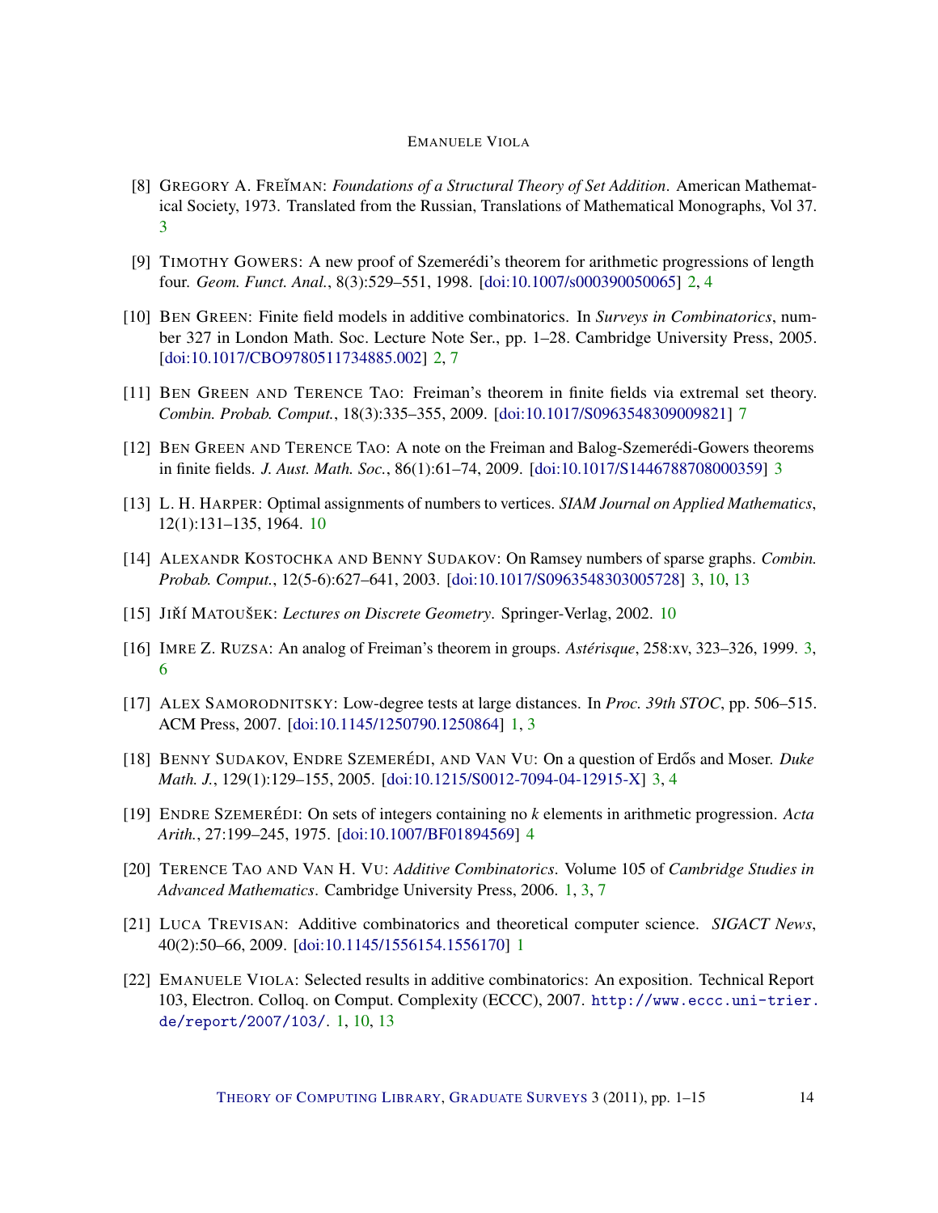[8] GREGORY A. FREĬMAN: *Foundations of a Structural Theory of Set Addition*. American Mathematical Society, 1973. Translated from the Russian, Translations of Mathematical Monographs, Vol 37. 3

[9] TIMOTHY GOWERS: A new proof of Szemerédi's theorem for arithmetic progressions of length four. *Geom. Funct. Anal.*, 8(3):529–551, 1998. [doi:10.1007/s000390050065] 2, 4

[10] BEN GREEN: Finite field models in additive combinatorics. In *Surveys in Combinatorics*, number 327 in London Math. Soc. Lecture Note Ser., pp. 1–28. Cambridge University Press, 2005. [doi:10.1017/CBO9780511734885.002] 2, 7

[11] BEN GREEN AND TERENCE TAO: Freiman's theorem in finite fields via extremal set theory. *Combin. Probab. Comput.*, 18(3):335–355, 2009. [doi:10.1017/S0963548309009821] 7

[12] BEN GREEN AND TERENCE TAO: A note on the Freiman and Balog-Szemerédi-Gowers theorems in finite fields. *J. Aust. Math. Soc.*, 86(1):61–74, 2009. [doi:10.1017/S1446788708000359] 3

[13] L. H. HARPER: Optimal assignments of numbers to vertices. *SIAM Journal on Applied Mathematics*, 12(1):131–135, 1964. 10

[14] ALEXANDR KOSTOCHKA AND BENNY SUDAKOV: On Ramsey numbers of sparse graphs. *Combin. Probab. Comput.*, 12(5-6):627–641, 2003. [doi:10.1017/S0963548303005728] 3, 10, 13

[15] JIŘÍ MATOUŠEK: *Lectures on Discrete Geometry*. Springer-Verlag, 2002. 10

[16] IMRE Z. RUZSA: An analog of Freiman's theorem in groups. *Astérisque*, 258:xv, 323–326, 1999. 3, 6

[17] ALEX SAMORODNITSKY: Low-degree tests at large distances. In *Proc. 39th STOC*, pp. 506–515. ACM Press, 2007. [doi:10.1145/1250790.1250864] 1, 3

[18] BENNY SUDAKOV, ENDRE SZEMERÉDI, AND VAN VU: On a question of Erdős and Moser. *Duke Math. J.*, 129(1):129–155, 2005. [doi:10.1215/S0012-7094-04-12915-X] 3, 4

[19] ENDRE SZEMERÉDI: On sets of integers containing no $k$ elements in arithmetic progression. *Acta Arith.*, 27:199–245, 1975. [doi:10.1007/BF01894569] 4

[20] TERENCE TAO AND VAN H. VU: *Additive Combinatorics*. Volume 105 of *Cambridge Studies in Advanced Mathematics*. Cambridge University Press, 2006. 1, 3, 7

[21] LUCA TREVISAN: Additive combinatorics and theoretical computer science. *SIGACT News*, 40(2):50–66, 2009. [doi:10.1145/1556154.1556170] 1

[22] EMANUELE VIOLA: Selected results in additive combinatorics: An exposition. Technical Report 103, Electron. Colloq. on Comput. Complexity (ECCC), 2007. http://www.eccc.uni-trier.de/report/2007/103/. 1, 10, 13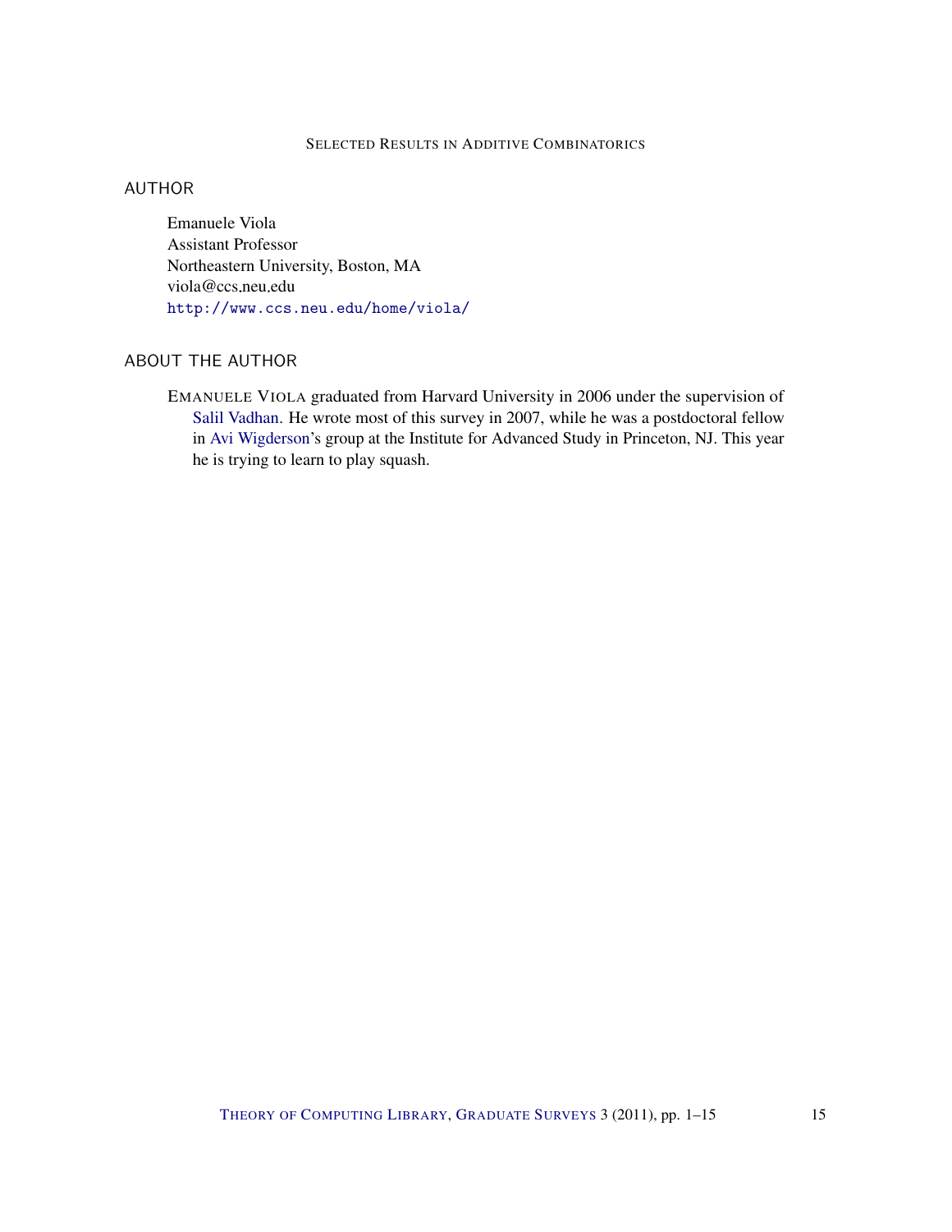## AUTHOR

Emanuele Viola
Assistant Professor
Northeastern University, Boston, MA
viola@ccs.neu.edu
http://www.ccs.neu.edu/home/viola/

## ABOUT THE AUTHOR

EMANUELE VIOLA graduated from Harvard University in 2006 under the supervision of Salil Vadhan. He wrote most of this survey in 2007, while he was a postdoctoral fellow in Avi Wigderson's group at the Institute for Advanced Study in Princeton, NJ. This year he is trying to learn to play squash.